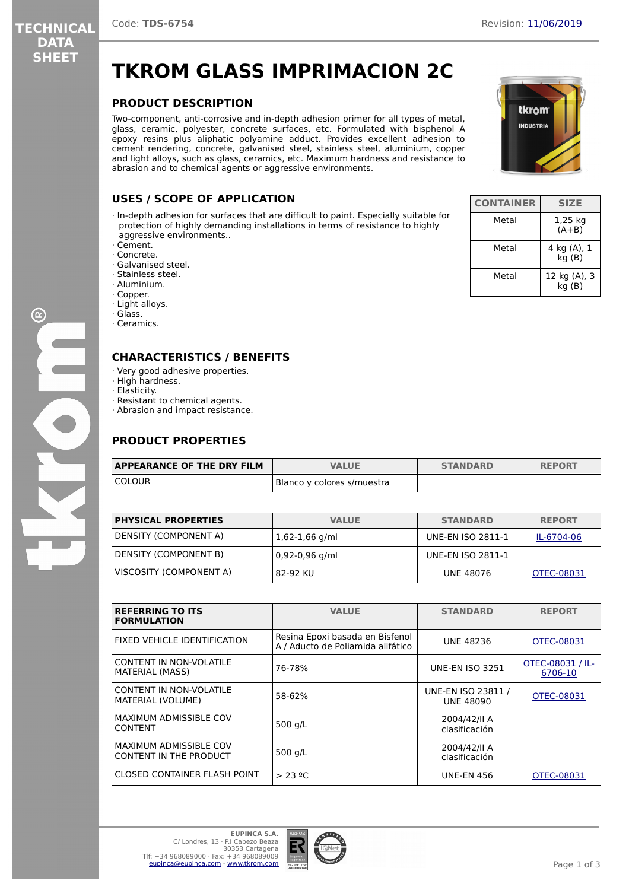# TKROM GLASS IMPRIMACION 2C

Code: **TDS-6754** Revision: 11/06/2019

## PRODUCT DESCRIPTION

Two-component, anti-corrosive and in-depth adhesion primer for all types of metal, glass, ceramic, polyester, concrete surfaces, etc. Formulated with bisphenol A epoxy resins plus aliphatic polyamine adduct. Provides excellent adhesion to cement rendering, concrete, galvanised steel, stainless steel, aluminium, copper and light alloys, such as glass, ceramics, etc. Maximum hardness and resistance to abrasion and to chemical agents or aggressive environments.

| CONTAINER | SIZE |
|---|---|
| Metal | 1,25 kg (A+B) |
| Metal | 4 kg (A), 1 kg (B) |
| Metal | 12 kg (A), 3 kg (B) |

## USES / SCOPE OF APPLICATION

- In-depth adhesion for surfaces that are difficult to paint. Especially suitable for protection of highly demanding installations in terms of resistance to highly aggressive environments..
- Cement.
- Concrete.
- Galvanised steel.
- Stainless steel.
- Aluminium.
- Copper.
- Light alloys.
- Glass.
- Ceramics.

## CHARACTERISTICS / BENEFITS

- Very good adhesive properties.
- High hardness.
- Elasticity.
- Resistant to chemical agents.
- Abrasion and impact resistance.

## PRODUCT PROPERTIES

| APPEARANCE OF THE DRY FILM | VALUE | STANDARD | REPORT |
|---|---|---|---|
| COLOUR | Blanco y colores s/muestra | | |

| PHYSICAL PROPERTIES | VALUE | STANDARD | REPORT |
|---|---|---|---|
| DENSITY (COMPONENT A) | 1,62-1,66 g/ml | UNE-EN ISO 2811-1 | IL-6704-06 |
| DENSITY (COMPONENT B) | 0,92-0,96 g/ml | UNE-EN ISO 2811-1 | |
| VISCOSITY (COMPONENT A) | 82-92 KU | UNE 48076 | OTEC-08031 |

| REFERRING TO ITS FORMULATION | VALUE | STANDARD | REPORT |
|---|---|---|---|
| FIXED VEHICLE IDENTIFICATION | Resina Epoxi basada en Bisfenol A / Aducto de Poliamida alifático | UNE 48236 | OTEC-08031 |
| CONTENT IN NON-VOLATILE MATERIAL (MASS) | 76-78% | UNE-EN ISO 3251 | OTEC-08031 / IL-6706-10 |
| CONTENT IN NON-VOLATILE MATERIAL (VOLUME) | 58-62% | UNE-EN ISO 23811 / UNE 48090 | OTEC-08031 |
| MAXIMUM ADMISSIBLE COV CONTENT | 500 g/L | 2004/42/II A clasificación | |
| MAXIMUM ADMISSIBLE COV CONTENT IN THE PRODUCT | 500 g/L | 2004/42/II A clasificación | |
| CLOSED CONTAINER FLASH POINT | > 23 ºC | UNE-EN 456 | OTEC-08031 |

**EUPINCA S.A.**
C/ Londres, 13 · P.I Cabezo Beaza
30353 Cartagena
Tlf: +34 968089000 · Fax: +34 968089009
eupinca@eupinca.com · www.tkrom.com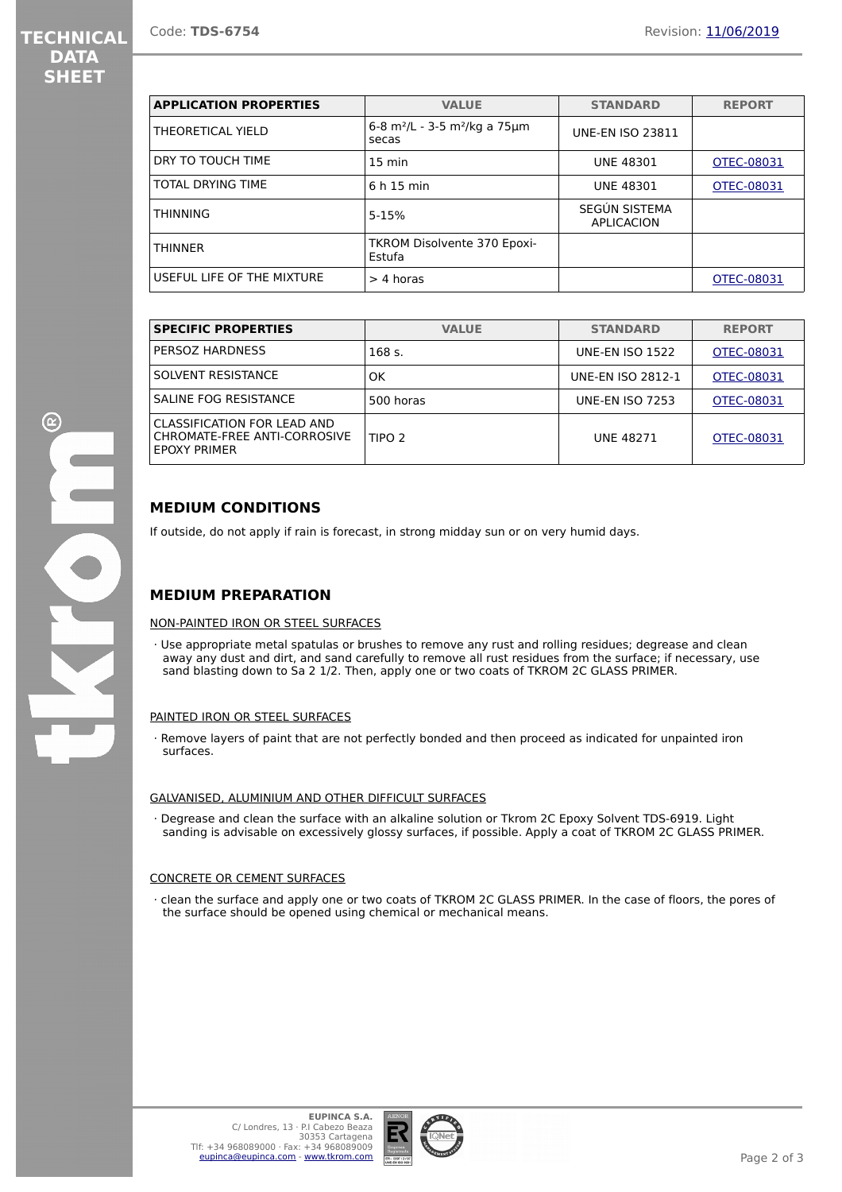| APPLICATION PROPERTIES | VALUE | STANDARD | REPORT |
|---|---|---|---|
| THEORETICAL YIELD | 6-8 m²/L - 3-5 m²/kg a 75µm secas | UNE-EN ISO 23811 | |
| DRY TO TOUCH TIME | 15 min | UNE 48301 | OTEC-08031 |
| TOTAL DRYING TIME | 6 h 15 min | UNE 48301 | OTEC-08031 |
| THINNING | 5-15% | SEGÚN SISTEMA APLICACION | |
| THINNER | TKROM Disolvente 370 Epoxi-Estufa | | |
| USEFUL LIFE OF THE MIXTURE | > 4 horas | | OTEC-08031 |

| SPECIFIC PROPERTIES | VALUE | STANDARD | REPORT |
|---|---|---|---|
| PERSOZ HARDNESS | 168 s. | UNE-EN ISO 1522 | OTEC-08031 |
| SOLVENT RESISTANCE | OK | UNE-EN ISO 2812-1 | OTEC-08031 |
| SALINE FOG RESISTANCE | 500 horas | UNE-EN ISO 7253 | OTEC-08031 |
| CLASSIFICATION FOR LEAD AND CHROMATE-FREE ANTI-CORROSIVE EPOXY PRIMER | TIPO 2 | UNE 48271 | OTEC-08031 |

## MEDIUM CONDITIONS

If outside, do not apply if rain is forecast, in strong midday sun or on very humid days.

## MEDIUM PREPARATION

NON-PAINTED IRON OR STEEL SURFACES

· Use appropriate metal spatulas or brushes to remove any rust and rolling residues; degrease and clean away any dust and dirt, and sand carefully to remove all rust residues from the surface; if necessary, use sand blasting down to Sa 2 1/2. Then, apply one or two coats of TKROM 2C GLASS PRIMER.

PAINTED IRON OR STEEL SURFACES

· Remove layers of paint that are not perfectly bonded and then proceed as indicated for unpainted iron surfaces.

GALVANISED, ALUMINIUM AND OTHER DIFFICULT SURFACES

· Degrease and clean the surface with an alkaline solution or Tkrom 2C Epoxy Solvent TDS-6919. Light sanding is advisable on excessively glossy surfaces, if possible. Apply a coat of TKROM 2C GLASS PRIMER.

CONCRETE OR CEMENT SURFACES

· clean the surface and apply one or two coats of TKROM 2C GLASS PRIMER. In the case of floors, the pores of the surface should be opened using chemical or mechanical means.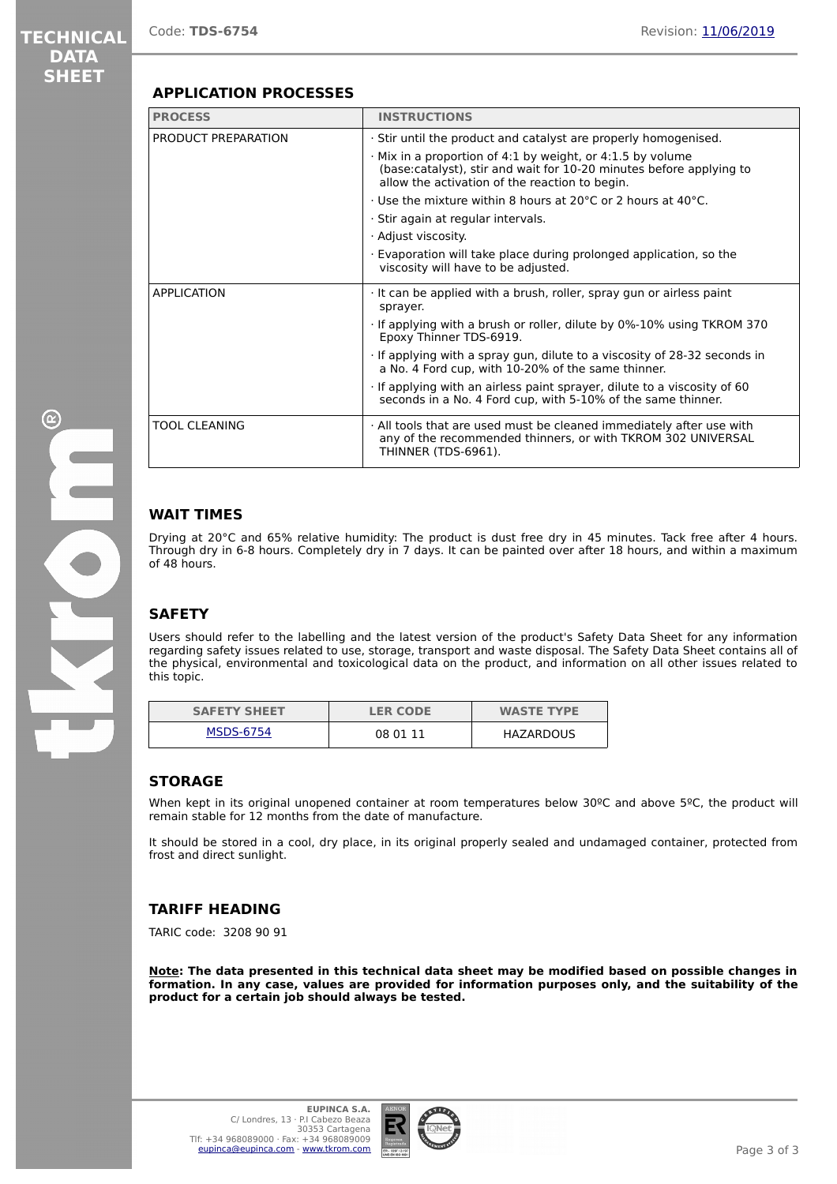## APPLICATION PROCESSES

| PROCESS | INSTRUCTIONS |
| --- | --- |
| PRODUCT PREPARATION | · Stir until the product and catalyst are properly homogenised.<br>· Mix in a proportion of 4:1 by weight, or 4:1.5 by volume (base:catalyst), stir and wait for 10-20 minutes before applying to allow the activation of the reaction to begin.<br>· Use the mixture within 8 hours at 20°C or 2 hours at 40°C.<br>· Stir again at regular intervals.<br>· Adjust viscosity.<br>· Evaporation will take place during prolonged application, so the viscosity will have to be adjusted. |
| APPLICATION | · It can be applied with a brush, roller, spray gun or airless paint sprayer.<br>· If applying with a brush or roller, dilute by 0%-10% using TKROM 370 Epoxy Thinner TDS-6919.<br>· If applying with a spray gun, dilute to a viscosity of 28-32 seconds in a No. 4 Ford cup, with 10-20% of the same thinner.<br>· If applying with an airless paint sprayer, dilute to a viscosity of 60 seconds in a No. 4 Ford cup, with 5-10% of the same thinner. |
| TOOL CLEANING | · All tools that are used must be cleaned immediately after use with any of the recommended thinners, or with TKROM 302 UNIVERSAL THINNER (TDS-6961). |

## WAIT TIMES

Drying at 20°C and 65% relative humidity: The product is dust free dry in 45 minutes. Tack free after 4 hours. Through dry in 6-8 hours. Completely dry in 7 days. It can be painted over after 18 hours, and within a maximum of 48 hours.

## SAFETY

Users should refer to the labelling and the latest version of the product's Safety Data Sheet for any information regarding safety issues related to use, storage, transport and waste disposal. The Safety Data Sheet contains all of the physical, environmental and toxicological data on the product, and information on all other issues related to this topic.

| SAFETY SHEET | LER CODE | WASTE TYPE |
| --- | --- | --- |
| MSDS-6754 | 08 01 11 | HAZARDOUS |

## STORAGE

When kept in its original unopened container at room temperatures below 30ºC and above 5ºC, the product will remain stable for 12 months from the date of manufacture.

It should be stored in a cool, dry place, in its original properly sealed and undamaged container, protected from frost and direct sunlight.

## TARIFF HEADING

TARIC code: 3208 90 91

**Note: The data presented in this technical data sheet may be modified based on possible changes in formation. In any case, values are provided for information purposes only, and the suitability of the product for a certain job should always be tested.**